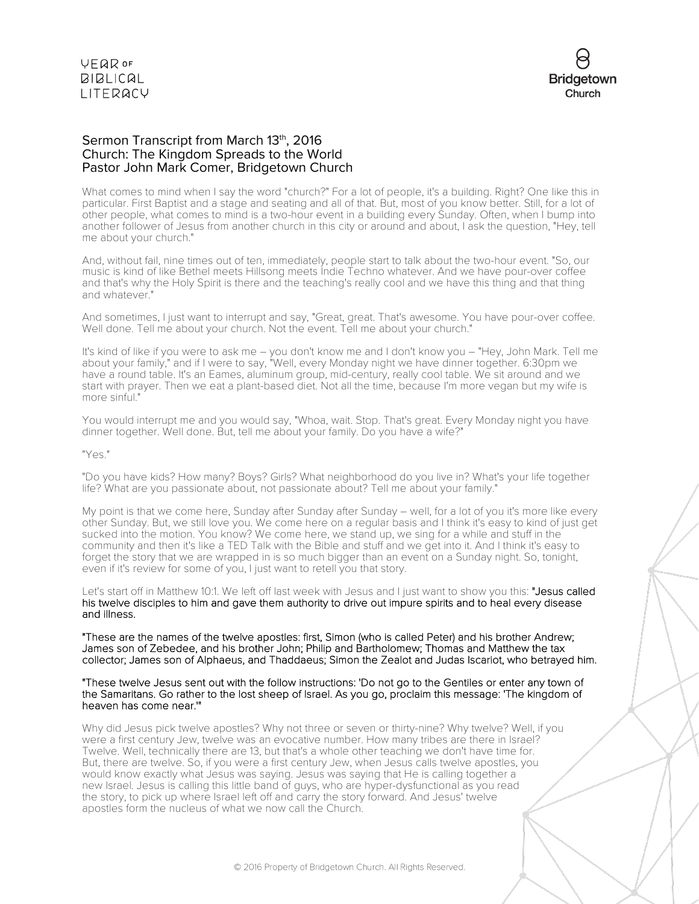## Sermon Transcript from March 13th, 2016
## Church: The Kingdom Spreads to the World
## Pastor John Mark Comer, Bridgetown Church

What comes to mind when I say the word "church?" For a lot of people, it's a building. Right? One like this in particular. First Baptist and a stage and seating and all of that. But, most of you know better. Still, for a lot of other people, what comes to mind is a two-hour event in a building every Sunday. Often, when I bump into another follower of Jesus from another church in this city or around and about, I ask the question, "Hey, tell me about your church."

And, without fail, nine times out of ten, immediately, people start to talk about the two-hour event. "So, our music is kind of like Bethel meets Hillsong meets Indie Techno whatever. And we have pour-over coffee and that's why the Holy Spirit is there and the teaching's really cool and we have this thing and that thing and whatever."

And sometimes, I just want to interrupt and say, "Great, great. That's awesome. You have pour-over coffee. Well done. Tell me about your church. Not the event. Tell me about your church."

It's kind of like if you were to ask me – you don't know me and I don't know you – "Hey, John Mark. Tell me about your family," and if I were to say, "Well, every Monday night we have dinner together. 6:30pm we have a round table. It's an Eames, aluminum group, mid-century, really cool table. We sit around and we start with prayer. Then we eat a plant-based diet. Not all the time, because I'm more vegan but my wife is more sinful."

You would interrupt me and you would say, "Whoa, wait. Stop. That's great. Every Monday night you have dinner together. Well done. But, tell me about your family. Do you have a wife?"

"Yes."

"Do you have kids? How many? Boys? Girls? What neighborhood do you live in? What's your life together life? What are you passionate about, not passionate about? Tell me about your family."

My point is that we come here, Sunday after Sunday after Sunday – well, for a lot of you it's more like every other Sunday. But, we still love you. We come here on a regular basis and I think it's easy to kind of just get sucked into the motion. You know? We come here, we stand up, we sing for a while and stuff in the community and then it's like a TED Talk with the Bible and stuff and we get into it. And I think it's easy to forget the story that we are wrapped in is so much bigger than an event on a Sunday night. So, tonight, even if it's review for some of you, I just want to retell you that story.

Let's start off in Matthew 10:1. We left off last week with Jesus and I just want to show you this: "Jesus called his twelve disciples to him and gave them authority to drive out impure spirits and to heal every disease and illness.

"These are the names of the twelve apostles: first, Simon (who is called Peter) and his brother Andrew; James son of Zebedee, and his brother John; Philip and Bartholomew; Thomas and Matthew the tax collector; James son of Alphaeus, and Thaddaeus; Simon the Zealot and Judas Iscariot, who betrayed him.

"These twelve Jesus sent out with the follow instructions: 'Do not go to the Gentiles or enter any town of the Samaritans. Go rather to the lost sheep of Israel. As you go, proclaim this message: 'The kingdom of heaven has come near.'"

Why did Jesus pick twelve apostles? Why not three or seven or thirty-nine? Why twelve? Well, if you were a first century Jew, twelve was an evocative number. How many tribes are there in Israel? Twelve. Well, technically there are 13, but that's a whole other teaching we don't have time for. But, there are twelve. So, if you were a first century Jew, when Jesus calls twelve apostles, you would know exactly what Jesus was saying. Jesus was saying that He is calling together a new Israel. Jesus is calling this little band of guys, who are hyper-dysfunctional as you read the story, to pick up where Israel left off and carry the story forward. And Jesus' twelve apostles form the nucleus of what we now call the Church.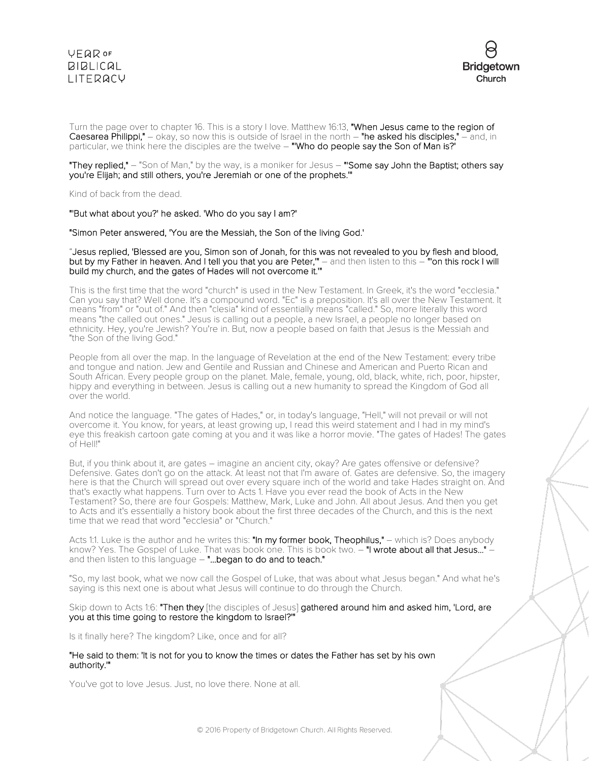Turn the page over to chapter 16. This is a story I love. Matthew 16:13, **"When Jesus came to the region of Caesarea Philippi,"** – okay, so now this is outside of Israel in the north – **"he asked his disciples,"** – and, in particular, we think here the disciples are the twelve – **"'Who do people say the Son of Man is?'**

**"They replied,"** – "Son of Man," by the way, is a moniker for Jesus – **"'Some say John the Baptist; others say you're Elijah; and still others, you're Jeremiah or one of the prophets.'"**

Kind of back from the dead.

**"'But what about you?' he asked. 'Who do you say I am?'**

**"Simon Peter answered, 'You are the Messiah, the Son of the living God.'**

**"Jesus replied, 'Blessed are you, Simon son of Jonah, for this was not revealed to you by flesh and blood, but by my Father in heaven. And I tell you that you are Peter,'"** – and then listen to this – **"'on this rock I will build my church, and the gates of Hades will not overcome it.'"**

This is the first time that the word "church" is used in the New Testament. In Greek, it's the word "ecclesia." Can you say that? Well done. It's a compound word. "Ec" is a preposition. It's all over the New Testament. It means "from" or "out of." And then "clesia" kind of essentially means "called." So, more literally this word means "the called out ones." Jesus is calling out a people, a new Israel, a people no longer based on ethnicity. Hey, you're Jewish? You're in. But, now a people based on faith that Jesus is the Messiah and "the Son of the living God."

People from all over the map. In the language of Revelation at the end of the New Testament: every tribe and tongue and nation. Jew and Gentile and Russian and Chinese and American and Puerto Rican and South African. Every people group on the planet. Male, female, young, old, black, white, rich, poor, hipster, hippy and everything in between. Jesus is calling out a new humanity to spread the Kingdom of God all over the world.

And notice the language. "The gates of Hades," or, in today's language, "Hell," will not prevail or will not overcome it. You know, for years, at least growing up, I read this weird statement and I had in my mind's eye this freakish cartoon gate coming at you and it was like a horror movie. "The gates of Hades! The gates of Hell!"

But, if you think about it, are gates – imagine an ancient city, okay? Are gates offensive or defensive? Defensive. Gates don't go on the attack. At least not that I'm aware of. Gates are defensive. So, the imagery here is that the Church will spread out over every square inch of the world and take Hades straight on. And that's exactly what happens. Turn over to Acts 1. Have you ever read the book of Acts in the New Testament? So, there are four Gospels: Matthew, Mark, Luke and John. All about Jesus. And then you get to Acts and it's essentially a history book about the first three decades of the Church, and this is the next time that we read that word "ecclesia" or "Church."

Acts 1:1. Luke is the author and he writes this: **"In my former book, Theophilus,"** – which is? Does anybody know? Yes. The Gospel of Luke. That was book one. This is book two. – **"I wrote about all that Jesus..."** – and then listen to this language – **"...began to do and to teach."**

"So, my last book, what we now call the Gospel of Luke, that was about what Jesus began." And what he's saying is this next one is about what Jesus will continue to do through the Church.

Skip down to Acts 1:6: **"Then they** [the disciples of Jesus] **gathered around him and asked him, 'Lord, are you at this time going to restore the kingdom to Israel?'"**

Is it finally here? The kingdom? Like, once and for all?

**"He said to them: 'It is not for you to know the times or dates the Father has set by his own authority.'"**

You've got to love Jesus. Just, no love there. None at all.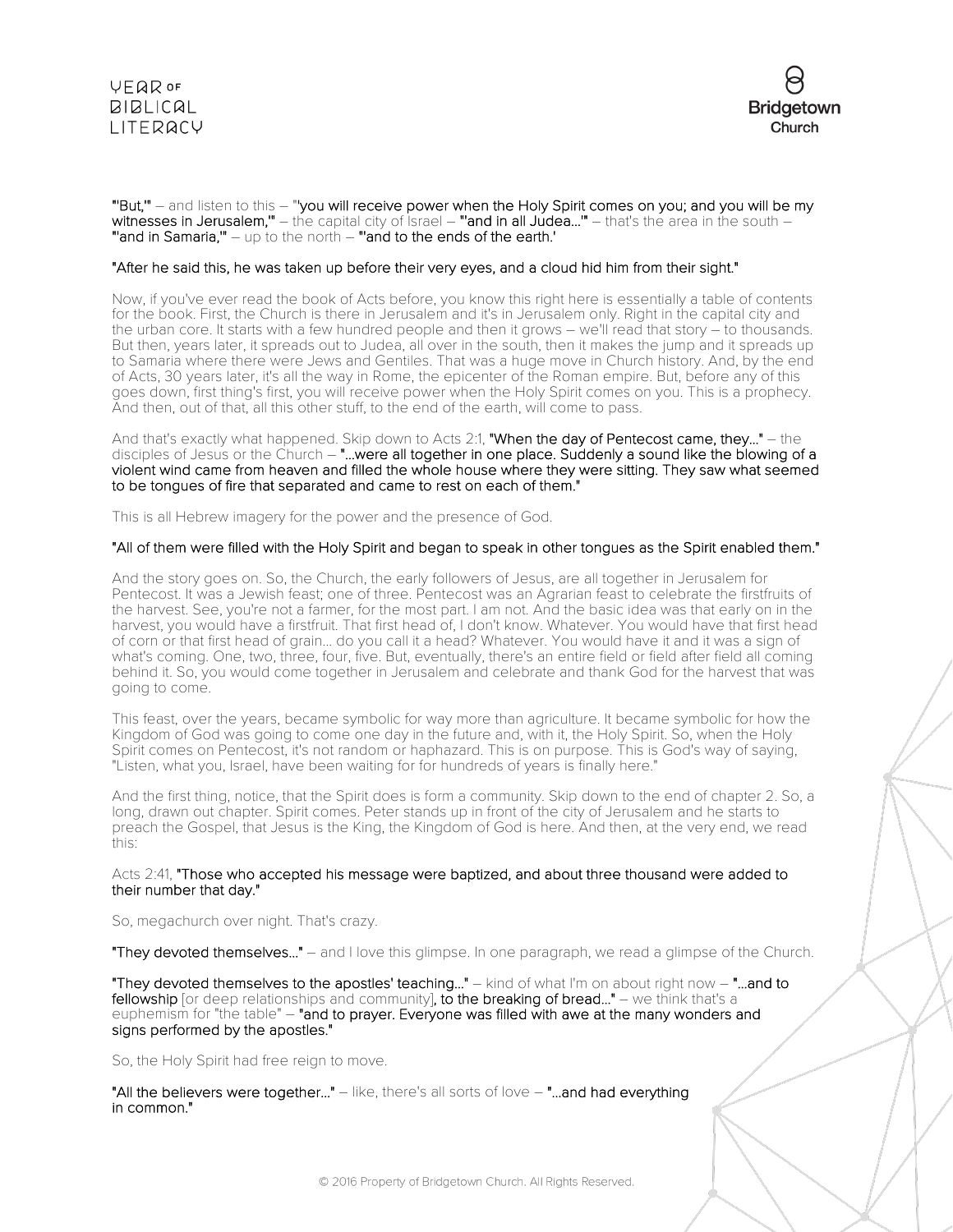"'But,'" – and listen to this – "'you will receive power when the Holy Spirit comes on you; and you will be my witnesses in Jerusalem,'" – the capital city of Israel – "'and in all Judea…'" – that's the area in the south – "'and in Samaria,'" – up to the north – "'and to the ends of the earth.'

"After he said this, he was taken up before their very eyes, and a cloud hid him from their sight."

Now, if you've ever read the book of Acts before, you know this right here is essentially a table of contents for the book. First, the Church is there in Jerusalem and it's in Jerusalem only. Right in the capital city and the urban core. It starts with a few hundred people and then it grows – we'll read that story – to thousands. But then, years later, it spreads out to Judea, all over in the south, then it makes the jump and it spreads up to Samaria where there were Jews and Gentiles. That was a huge move in Church history. And, by the end of Acts, 30 years later, it's all the way in Rome, the epicenter of the Roman empire. But, before any of this goes down, first thing's first, you will receive power when the Holy Spirit comes on you. This is a prophecy. And then, out of that, all this other stuff, to the end of the earth, will come to pass.

And that's exactly what happened. Skip down to Acts 2:1, "When the day of Pentecost came, they…" – the disciples of Jesus or the Church – "…were all together in one place. Suddenly a sound like the blowing of a violent wind came from heaven and filled the whole house where they were sitting. They saw what seemed to be tongues of fire that separated and came to rest on each of them."

This is all Hebrew imagery for the power and the presence of God.

"All of them were filled with the Holy Spirit and began to speak in other tongues as the Spirit enabled them."

And the story goes on. So, the Church, the early followers of Jesus, are all together in Jerusalem for Pentecost. It was a Jewish feast; one of three. Pentecost was an Agrarian feast to celebrate the firstfruits of the harvest. See, you're not a farmer, for the most part. I am not. And the basic idea was that early on in the harvest, you would have a firstfruit. That first head of, I don't know. Whatever. You would have that first head of corn or that first head of grain… do you call it a head? Whatever. You would have it and it was a sign of what's coming. One, two, three, four, five. But, eventually, there's an entire field or field after field all coming behind it. So, you would come together in Jerusalem and celebrate and thank God for the harvest that was going to come.

This feast, over the years, became symbolic for way more than agriculture. It became symbolic for how the Kingdom of God was going to come one day in the future and, with it, the Holy Spirit. So, when the Holy Spirit comes on Pentecost, it's not random or haphazard. This is on purpose. This is God's way of saying, "Listen, what you, Israel, have been waiting for for hundreds of years is finally here."

And the first thing, notice, that the Spirit does is form a community. Skip down to the end of chapter 2. So, a long, drawn out chapter. Spirit comes. Peter stands up in front of the city of Jerusalem and he starts to preach the Gospel, that Jesus is the King, the Kingdom of God is here. And then, at the very end, we read this:

Acts 2:41, "Those who accepted his message were baptized, and about three thousand were added to their number that day."

So, megachurch over night. That's crazy.

"They devoted themselves…" – and I love this glimpse. In one paragraph, we read a glimpse of the Church.

"They devoted themselves to the apostles' teaching…" – kind of what I'm on about right now – "…and to fellowship [or deep relationships and community], to the breaking of bread…" – we think that's a euphemism for "the table" – "and to prayer. Everyone was filled with awe at the many wonders and signs performed by the apostles."

So, the Holy Spirit had free reign to move.

"All the believers were together…" – like, there's all sorts of love – "…and had everything in common."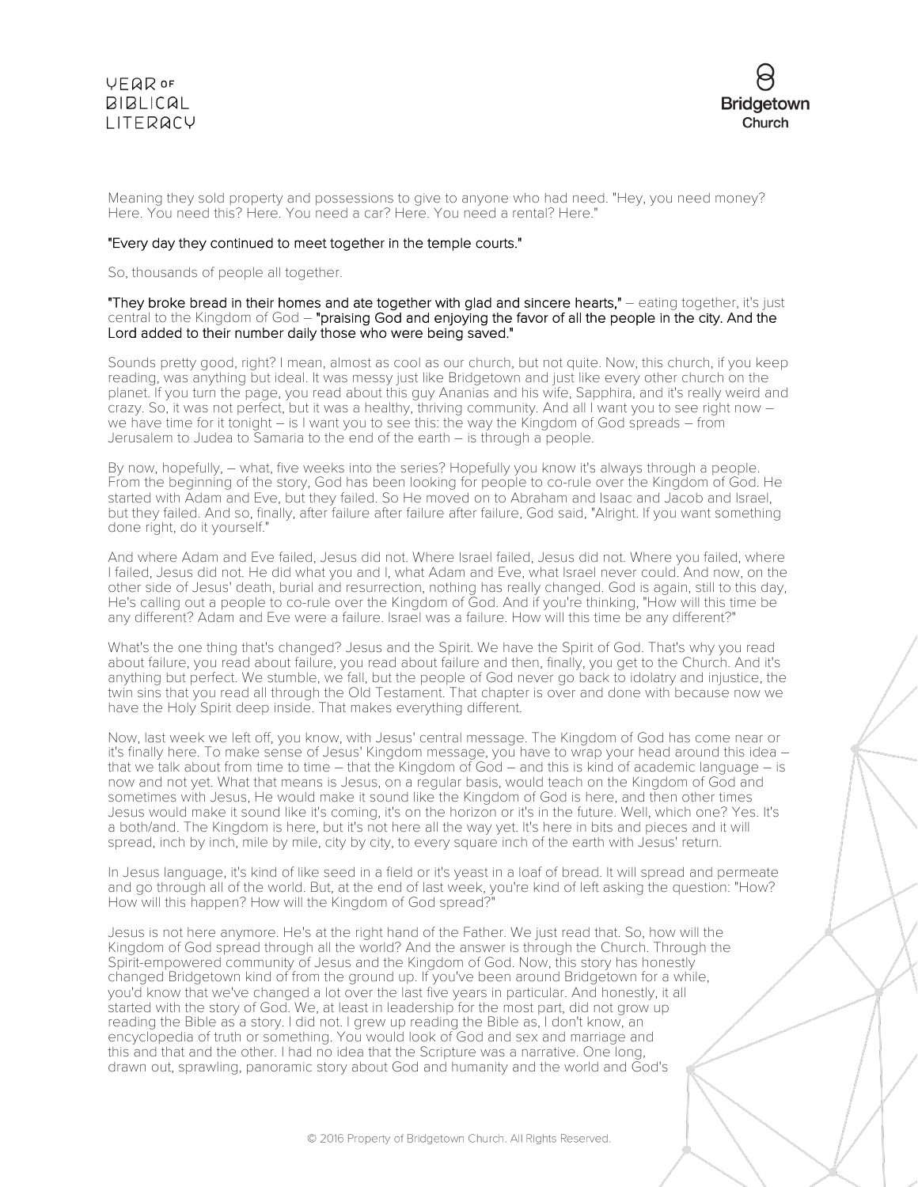Meaning they sold property and possessions to give to anyone who had need. "Hey, you need money? Here. You need this? Here. You need a car? Here. You need a rental? Here."

**"Every day they continued to meet together in the temple courts."**

So, thousands of people all together.

**"They broke bread in their homes and ate together with glad and sincere hearts,"** – eating together, it's just central to the Kingdom of God – **"praising God and enjoying the favor of all the people in the city. And the Lord added to their number daily those who were being saved."**

Sounds pretty good, right? I mean, almost as cool as our church, but not quite. Now, this church, if you keep reading, was anything but ideal. It was messy just like Bridgetown and just like every other church on the planet. If you turn the page, you read about this guy Ananias and his wife, Sapphira, and it's really weird and crazy. So, it was not perfect, but it was a healthy, thriving community. And all I want you to see right now – we have time for it tonight – is I want you to see this: the way the Kingdom of God spreads – from Jerusalem to Judea to Samaria to the end of the earth – is through a people.

By now, hopefully, – what, five weeks into the series? Hopefully you know it's always through a people. From the beginning of the story, God has been looking for people to co-rule over the Kingdom of God. He started with Adam and Eve, but they failed. So He moved on to Abraham and Isaac and Jacob and Israel, but they failed. And so, finally, after failure after failure after failure, God said, "Alright. If you want something done right, do it yourself."

And where Adam and Eve failed, Jesus did not. Where Israel failed, Jesus did not. Where you failed, where I failed, Jesus did not. He did what you and I, what Adam and Eve, what Israel never could. And now, on the other side of Jesus' death, burial and resurrection, nothing has really changed. God is again, still to this day, He's calling out a people to co-rule over the Kingdom of God. And if you're thinking, "How will this time be any different? Adam and Eve were a failure. Israel was a failure. How will this time be any different?"

What's the one thing that's changed? Jesus and the Spirit. We have the Spirit of God. That's why you read about failure, you read about failure, you read about failure and then, finally, you get to the Church. And it's anything but perfect. We stumble, we fall, but the people of God never go back to idolatry and injustice, the twin sins that you read all through the Old Testament. That chapter is over and done with because now we have the Holy Spirit deep inside. That makes everything different.

Now, last week we left off, you know, with Jesus' central message. The Kingdom of God has come near or it's finally here. To make sense of Jesus' Kingdom message, you have to wrap your head around this idea – that we talk about from time to time – that the Kingdom of God – and this is kind of academic language – is now and not yet. What that means is Jesus, on a regular basis, would teach on the Kingdom of God and sometimes with Jesus, He would make it sound like the Kingdom of God is here, and then other times Jesus would make it sound like it's coming, it's on the horizon or it's in the future. Well, which one? Yes. It's a both/and. The Kingdom is here, but it's not here all the way yet. It's here in bits and pieces and it will spread, inch by inch, mile by mile, city by city, to every square inch of the earth with Jesus' return.

In Jesus language, it's kind of like seed in a field or it's yeast in a loaf of bread. It will spread and permeate and go through all of the world. But, at the end of last week, you're kind of left asking the question: "How? How will this happen? How will the Kingdom of God spread?"

Jesus is not here anymore. He's at the right hand of the Father. We just read that. So, how will the Kingdom of God spread through all the world? And the answer is through the Church. Through the Spirit-empowered community of Jesus and the Kingdom of God. Now, this story has honestly changed Bridgetown kind of from the ground up. If you've been around Bridgetown for a while, you'd know that we've changed a lot over the last five years in particular. And honestly, it all started with the story of God. We, at least in leadership for the most part, did not grow up reading the Bible as a story. I did not. I grew up reading the Bible as, I don't know, an encyclopedia of truth or something. You would look of God and sex and marriage and this and that and the other. I had no idea that the Scripture was a narrative. One long, drawn out, sprawling, panoramic story about God and humanity and the world and God's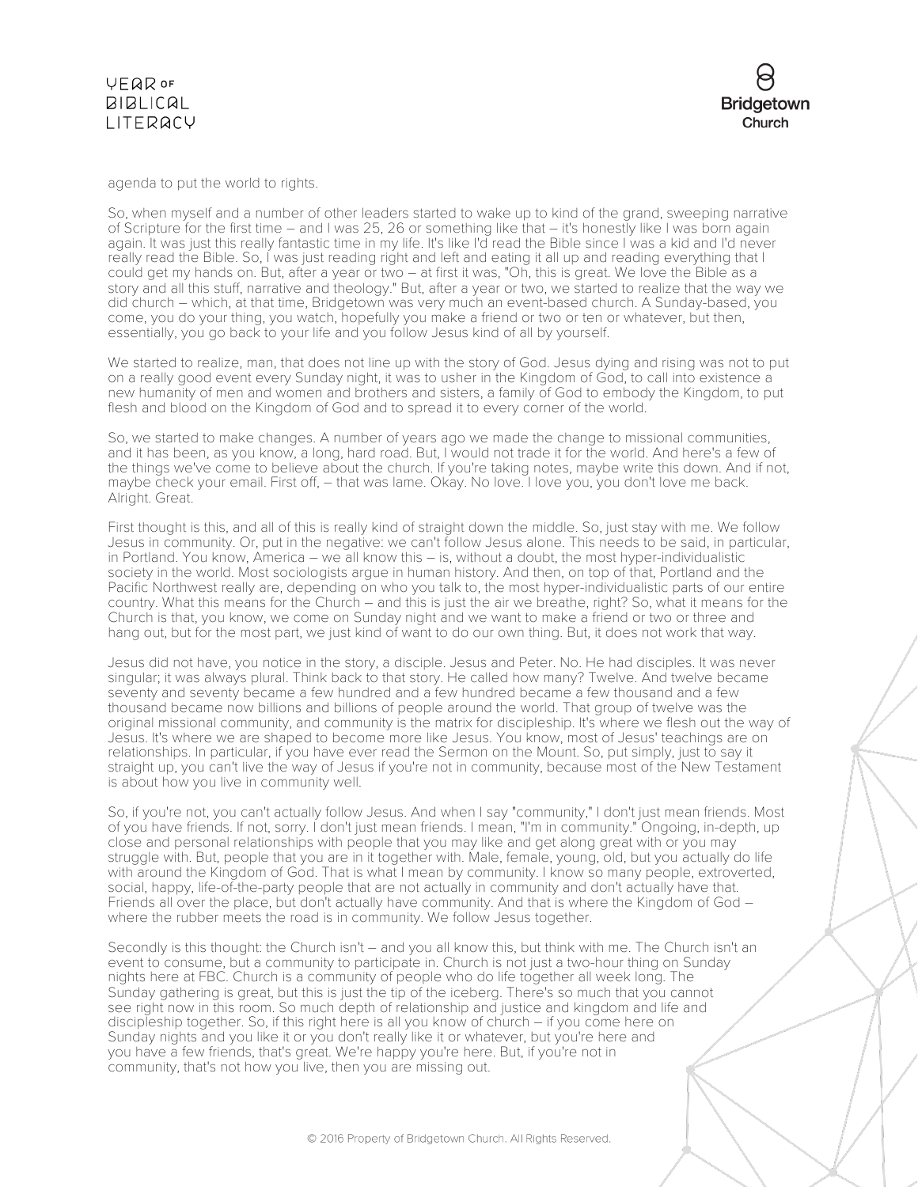agenda to put the world to rights.

So, when myself and a number of other leaders started to wake up to kind of the grand, sweeping narrative of Scripture for the first time – and I was 25, 26 or something like that – it's honestly like I was born again again. It was just this really fantastic time in my life. It's like I'd read the Bible since I was a kid and I'd never really read the Bible. So, I was just reading right and left and eating it all up and reading everything that I could get my hands on. But, after a year or two – at first it was, "Oh, this is great. We love the Bible as a story and all this stuff, narrative and theology." But, after a year or two, we started to realize that the way we did church – which, at that time, Bridgetown was very much an event-based church. A Sunday-based, you come, you do your thing, you watch, hopefully you make a friend or two or ten or whatever, but then, essentially, you go back to your life and you follow Jesus kind of all by yourself.

We started to realize, man, that does not line up with the story of God. Jesus dying and rising was not to put on a really good event every Sunday night, it was to usher in the Kingdom of God, to call into existence a new humanity of men and women and brothers and sisters, a family of God to embody the Kingdom, to put flesh and blood on the Kingdom of God and to spread it to every corner of the world.

So, we started to make changes. A number of years ago we made the change to missional communities, and it has been, as you know, a long, hard road. But, I would not trade it for the world. And here's a few of the things we've come to believe about the church. If you're taking notes, maybe write this down. And if not, maybe check your email. First off, – that was lame. Okay. No love. I love you, you don't love me back. Alright. Great.

First thought is this, and all of this is really kind of straight down the middle. So, just stay with me. We follow Jesus in community. Or, put in the negative: we can't follow Jesus alone. This needs to be said, in particular, in Portland. You know, America – we all know this – is, without a doubt, the most hyper-individualistic society in the world. Most sociologists argue in human history. And then, on top of that, Portland and the Pacific Northwest really are, depending on who you talk to, the most hyper-individualistic parts of our entire country. What this means for the Church – and this is just the air we breathe, right? So, what it means for the Church is that, you know, we come on Sunday night and we want to make a friend or two or three and hang out, but for the most part, we just kind of want to do our own thing. But, it does not work that way.

Jesus did not have, you notice in the story, a disciple. Jesus and Peter. No. He had disciples. It was never singular; it was always plural. Think back to that story. He called how many? Twelve. And twelve became seventy and seventy became a few hundred and a few hundred became a few thousand and a few thousand became now billions and billions of people around the world. That group of twelve was the original missional community, and community is the matrix for discipleship. It's where we flesh out the way of Jesus. It's where we are shaped to become more like Jesus. You know, most of Jesus' teachings are on relationships. In particular, if you have ever read the Sermon on the Mount. So, put simply, just to say it straight up, you can't live the way of Jesus if you're not in community, because most of the New Testament is about how you live in community well.

So, if you're not, you can't actually follow Jesus. And when I say "community," I don't just mean friends. Most of you have friends. If not, sorry. I don't just mean friends. I mean, "I'm in community." Ongoing, in-depth, up close and personal relationships with people that you may like and get along great with or you may struggle with. But, people that you are in it together with. Male, female, young, old, but you actually do life with around the Kingdom of God. That is what I mean by community. I know so many people, extroverted, social, happy, life-of-the-party people that are not actually in community and don't actually have that. Friends all over the place, but don't actually have community. And that is where the Kingdom of God – where the rubber meets the road is in community. We follow Jesus together.

Secondly is this thought: the Church isn't – and you all know this, but think with me. The Church isn't an event to consume, but a community to participate in. Church is not just a two-hour thing on Sunday nights here at FBC. Church is a community of people who do life together all week long. The Sunday gathering is great, but this is just the tip of the iceberg. There's so much that you cannot see right now in this room. So much depth of relationship and justice and kingdom and life and discipleship together. So, if this right here is all you know of church – if you come here on Sunday nights and you like it or you don't really like it or whatever, but you're here and you have a few friends, that's great. We're happy you're here. But, if you're not in community, that's not how you live, then you are missing out.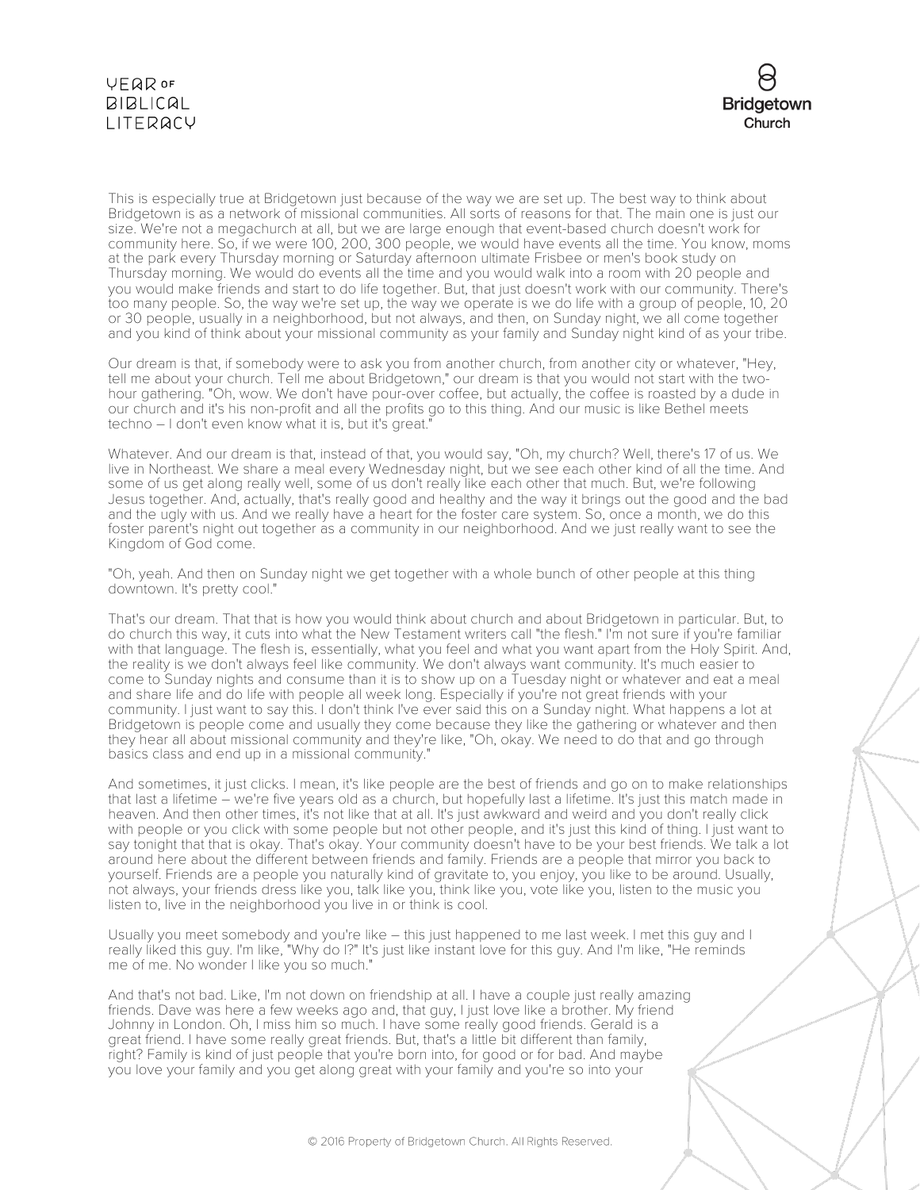This is especially true at Bridgetown just because of the way we are set up. The best way to think about Bridgetown is as a network of missional communities. All sorts of reasons for that. The main one is just our size. We're not a megachurch at all, but we are large enough that event-based church doesn't work for community here. So, if we were 100, 200, 300 people, we would have events all the time. You know, moms at the park every Thursday morning or Saturday afternoon ultimate Frisbee or men's book study on Thursday morning. We would do events all the time and you would walk into a room with 20 people and you would make friends and start to do life together. But, that just doesn't work with our community. There's too many people. So, the way we're set up, the way we operate is we do life with a group of people, 10, 20 or 30 people, usually in a neighborhood, but not always, and then, on Sunday night, we all come together and you kind of think about your missional community as your family and Sunday night kind of as your tribe.

Our dream is that, if somebody were to ask you from another church, from another city or whatever, "Hey, tell me about your church. Tell me about Bridgetown," our dream is that you would not start with the two-hour gathering. "Oh, wow. We don't have pour-over coffee, but actually, the coffee is roasted by a dude in our church and it's his non-profit and all the profits go to this thing. And our music is like Bethel meets techno – I don't even know what it is, but it's great."

Whatever. And our dream is that, instead of that, you would say, "Oh, my church? Well, there's 17 of us. We live in Northeast. We share a meal every Wednesday night, but we see each other kind of all the time. And some of us get along really well, some of us don't really like each other that much. But, we're following Jesus together. And, actually, that's really good and healthy and the way it brings out the good and the bad and the ugly with us. And we really have a heart for the foster care system. So, once a month, we do this foster parent's night out together as a community in our neighborhood. And we just really want to see the Kingdom of God come.

"Oh, yeah. And then on Sunday night we get together with a whole bunch of other people at this thing downtown. It's pretty cool."

That's our dream. That that is how you would think about church and about Bridgetown in particular. But, to do church this way, it cuts into what the New Testament writers call "the flesh." I'm not sure if you're familiar with that language. The flesh is, essentially, what you feel and what you want apart from the Holy Spirit. And, the reality is we don't always feel like community. We don't always want community. It's much easier to come to Sunday nights and consume than it is to show up on a Tuesday night or whatever and eat a meal and share life and do life with people all week long. Especially if you're not great friends with your community. I just want to say this. I don't think I've ever said this on a Sunday night. What happens a lot at Bridgetown is people come and usually they come because they like the gathering or whatever and then they hear all about missional community and they're like, "Oh, okay. We need to do that and go through basics class and end up in a missional community."

And sometimes, it just clicks. I mean, it's like people are the best of friends and go on to make relationships that last a lifetime – we're five years old as a church, but hopefully last a lifetime. It's just this match made in heaven. And then other times, it's not like that at all. It's just awkward and weird and you don't really click with people or you click with some people but not other people, and it's just this kind of thing. I just want to say tonight that that is okay. That's okay. Your community doesn't have to be your best friends. We talk a lot around here about the different between friends and family. Friends are a people that mirror you back to yourself. Friends are a people you naturally kind of gravitate to, you enjoy, you like to be around. Usually, not always, your friends dress like you, talk like you, think like you, vote like you, listen to the music you listen to, live in the neighborhood you live in or think is cool.

Usually you meet somebody and you're like – this just happened to me last week. I met this guy and I really liked this guy. I'm like, "Why do I?" It's just like instant love for this guy. And I'm like, "He reminds me of me. No wonder I like you so much."

And that's not bad. Like, I'm not down on friendship at all. I have a couple just really amazing friends. Dave was here a few weeks ago and, that guy, I just love like a brother. My friend Johnny in London. Oh, I miss him so much. I have some really good friends. Gerald is a great friend. I have some really great friends. But, that's a little bit different than family, right? Family is kind of just people that you're born into, for good or for bad. And maybe you love your family and you get along great with your family and you're so into your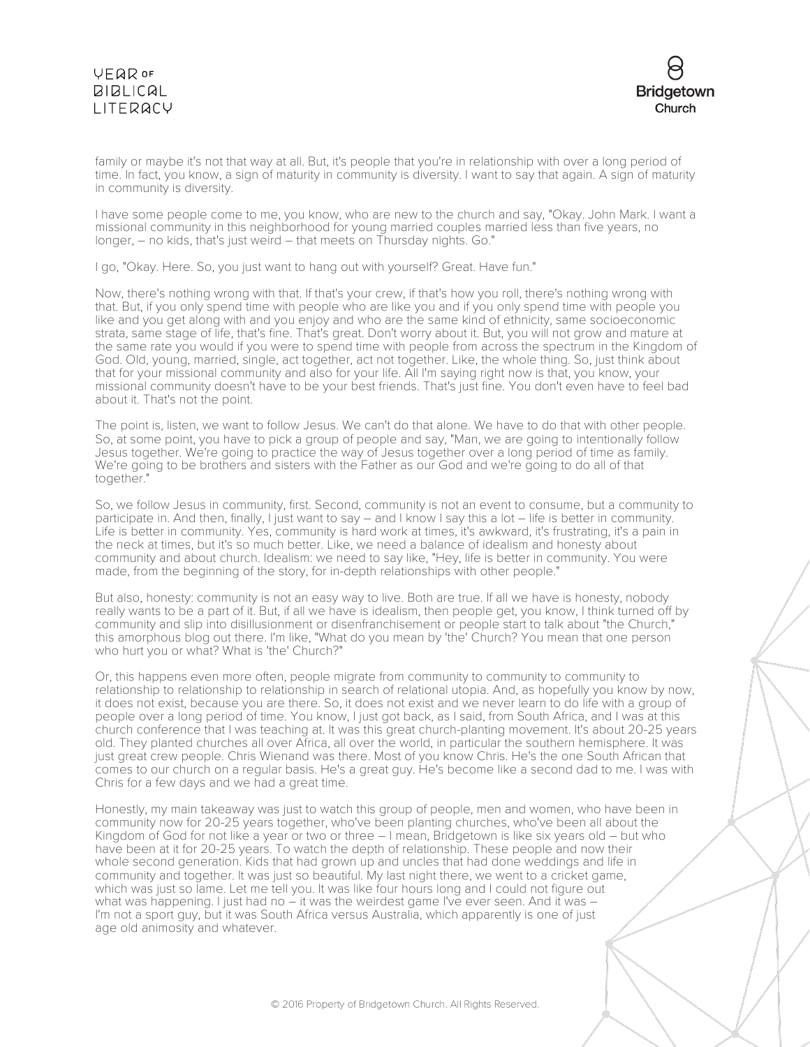family or maybe it's not that way at all. But, it's people that you're in relationship with over a long period of time. In fact, you know, a sign of maturity in community is diversity. I want to say that again. A sign of maturity in community is diversity.

I have some people come to me, you know, who are new to the church and say, "Okay. John Mark. I want a missional community in this neighborhood for young married couples married less than five years, no longer, – no kids, that's just weird – that meets on Thursday nights. Go."

I go, "Okay. Here. So, you just want to hang out with yourself? Great. Have fun."

Now, there's nothing wrong with that. If that's your crew, if that's how you roll, there's nothing wrong with that. But, if you only spend time with people who are like you and if you only spend time with people you like and you get along with and you enjoy and who are the same kind of ethnicity, same socioeconomic strata, same stage of life, that's fine. That's great. Don't worry about it. But, you will not grow and mature at the same rate you would if you were to spend time with people from across the spectrum in the Kingdom of God. Old, young, married, single, act together, act not together. Like, the whole thing. So, just think about that for your missional community and also for your life. All I'm saying right now is that, you know, your missional community doesn't have to be your best friends. That's just fine. You don't even have to feel bad about it. That's not the point.

The point is, listen, we want to follow Jesus. We can't do that alone. We have to do that with other people. So, at some point, you have to pick a group of people and say, "Man, we are going to intentionally follow Jesus together. We're going to practice the way of Jesus together over a long period of time as family. We're going to be brothers and sisters with the Father as our God and we're going to do all of that together."

So, we follow Jesus in community, first. Second, community is not an event to consume, but a community to participate in. And then, finally, I just want to say – and I know I say this a lot – life is better in community. Life is better in community. Yes, community is hard work at times, it's awkward, it's frustrating, it's a pain in the neck at times, but it's so much better. Like, we need a balance of idealism and honesty about community and about church. Idealism: we need to say like, "Hey, life is better in community. You were made, from the beginning of the story, for in-depth relationships with other people."

But also, honesty: community is not an easy way to live. Both are true. If all we have is honesty, nobody really wants to be a part of it. But, if all we have is idealism, then people get, you know, I think turned off by community and slip into disillusionment or disenfranchisement or people start to talk about "the Church," this amorphous blog out there. I'm like, "What do you mean by 'the' Church? You mean that one person who hurt you or what? What is 'the' Church?"

Or, this happens even more often, people migrate from community to community to community to relationship to relationship to relationship in search of relational utopia. And, as hopefully you know by now, it does not exist, because you are there. So, it does not exist and we never learn to do life with a group of people over a long period of time. You know, I just got back, as I said, from South Africa, and I was at this church conference that I was teaching at. It was this great church-planting movement. It's about 20-25 years old. They planted churches all over Africa, all over the world, in particular the southern hemisphere. It was just great crew people. Chris Wienand was there. Most of you know Chris. He's the one South African that comes to our church on a regular basis. He's a great guy. He's become like a second dad to me. I was with Chris for a few days and we had a great time.

Honestly, my main takeaway was just to watch this group of people, men and women, who have been in community now for 20-25 years together, who've been planting churches, who've been all about the Kingdom of God for not like a year or two or three – I mean, Bridgetown is like six years old – but who have been at it for 20-25 years. To watch the depth of relationship. These people and now their whole second generation. Kids that had grown up and uncles that had done weddings and life in community and together. It was just so beautiful. My last night there, we went to a cricket game, which was just so lame. Let me tell you. It was like four hours long and I could not figure out what was happening. I just had no – it was the weirdest game I've ever seen. And it was – I'm not a sport guy, but it was South Africa versus Australia, which apparently is one of just age old animosity and whatever.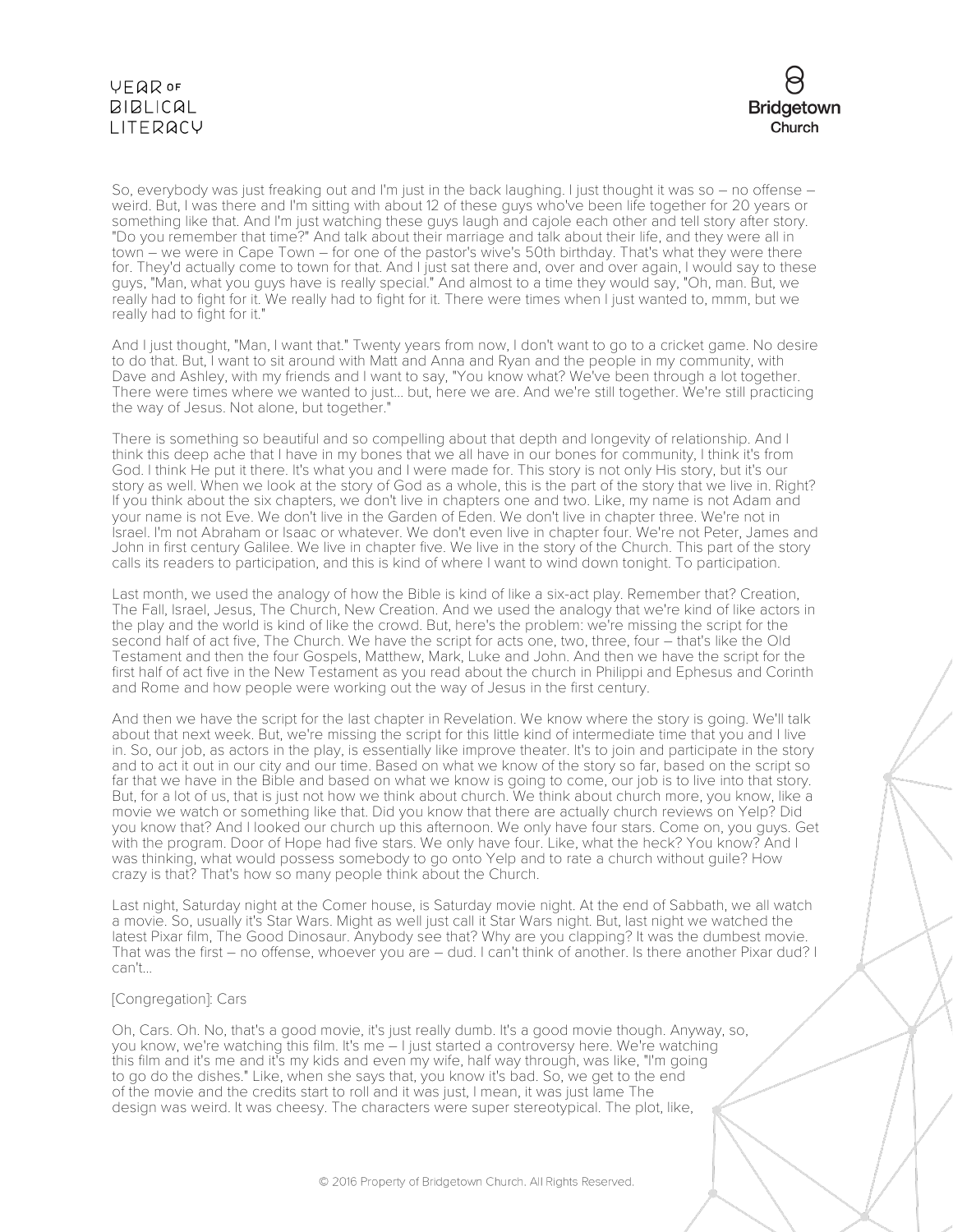So, everybody was just freaking out and I'm just in the back laughing. I just thought it was so – no offense – weird. But, I was there and I'm sitting with about 12 of these guys who've been life together for 20 years or something like that. And I'm just watching these guys laugh and cajole each other and tell story after story. "Do you remember that time?" And talk about their marriage and talk about their life, and they were all in town – we were in Cape Town – for one of the pastor's wive's 50th birthday. That's what they were there for. They'd actually come to town for that. And I just sat there and, over and over again, I would say to these guys, "Man, what you guys have is really special." And almost to a time they would say, "Oh, man. But, we really had to fight for it. We really had to fight for it. There were times when I just wanted to, mmm, but we really had to fight for it."

And I just thought, "Man, I want that." Twenty years from now, I don't want to go to a cricket game. No desire to do that. But, I want to sit around with Matt and Anna and Ryan and the people in my community, with Dave and Ashley, with my friends and I want to say, "You know what? We've been through a lot together. There were times where we wanted to just... but, here we are. And we're still together. We're still practicing the way of Jesus. Not alone, but together."

There is something so beautiful and so compelling about that depth and longevity of relationship. And I think this deep ache that I have in my bones that we all have in our bones for community, I think it's from God. I think He put it there. It's what you and I were made for. This story is not only His story, but it's our story as well. When we look at the story of God as a whole, this is the part of the story that we live in. Right? If you think about the six chapters, we don't live in chapters one and two. Like, my name is not Adam and your name is not Eve. We don't live in the Garden of Eden. We don't live in chapter three. We're not in Israel. I'm not Abraham or Isaac or whatever. We don't even live in chapter four. We're not Peter, James and John in first century Galilee. We live in chapter five. We live in the story of the Church. This part of the story calls its readers to participation, and this is kind of where I want to wind down tonight. To participation.

Last month, we used the analogy of how the Bible is kind of like a six-act play. Remember that? Creation, The Fall, Israel, Jesus, The Church, New Creation. And we used the analogy that we're kind of like actors in the play and the world is kind of like the crowd. But, here's the problem: we're missing the script for the second half of act five, The Church. We have the script for acts one, two, three, four – that's like the Old Testament and then the four Gospels, Matthew, Mark, Luke and John. And then we have the script for the first half of act five in the New Testament as you read about the church in Philippi and Ephesus and Corinth and Rome and how people were working out the way of Jesus in the first century.

And then we have the script for the last chapter in Revelation. We know where the story is going. We'll talk about that next week. But, we're missing the script for this little kind of intermediate time that you and I live in. So, our job, as actors in the play, is essentially like improve theater. It's to join and participate in the story and to act it out in our city and our time. Based on what we know of the story so far, based on the script so far that we have in the Bible and based on what we know is going to come, our job is to live into that story. But, for a lot of us, that is just not how we think about church. We think about church more, you know, like a movie we watch or something like that. Did you know that there are actually church reviews on Yelp? Did you know that? And I looked our church up this afternoon. We only have four stars. Come on, you guys. Get with the program. Door of Hope had five stars. We only have four. Like, what the heck? You know? And I was thinking, what would possess somebody to go onto Yelp and to rate a church without guile? How crazy is that? That's how so many people think about the Church.

Last night, Saturday night at the Comer house, is Saturday movie night. At the end of Sabbath, we all watch a movie. So, usually it's Star Wars. Might as well just call it Star Wars night. But, last night we watched the latest Pixar film, The Good Dinosaur. Anybody see that? Why are you clapping? It was the dumbest movie. That was the first – no offense, whoever you are – dud. I can't think of another. Is there another Pixar dud? I can't...

[Congregation]: Cars

Oh, Cars. Oh. No, that's a good movie, it's just really dumb. It's a good movie though. Anyway, so, you know, we're watching this film. It's me – I just started a controversy here. We're watching this film and it's me and it's my kids and even my wife, half way through, was like, "I'm going to go do the dishes." Like, when she says that, you know it's bad. So, we get to the end of the movie and the credits start to roll and it was just, I mean, it was just lame The design was weird. It was cheesy. The characters were super stereotypical. The plot, like,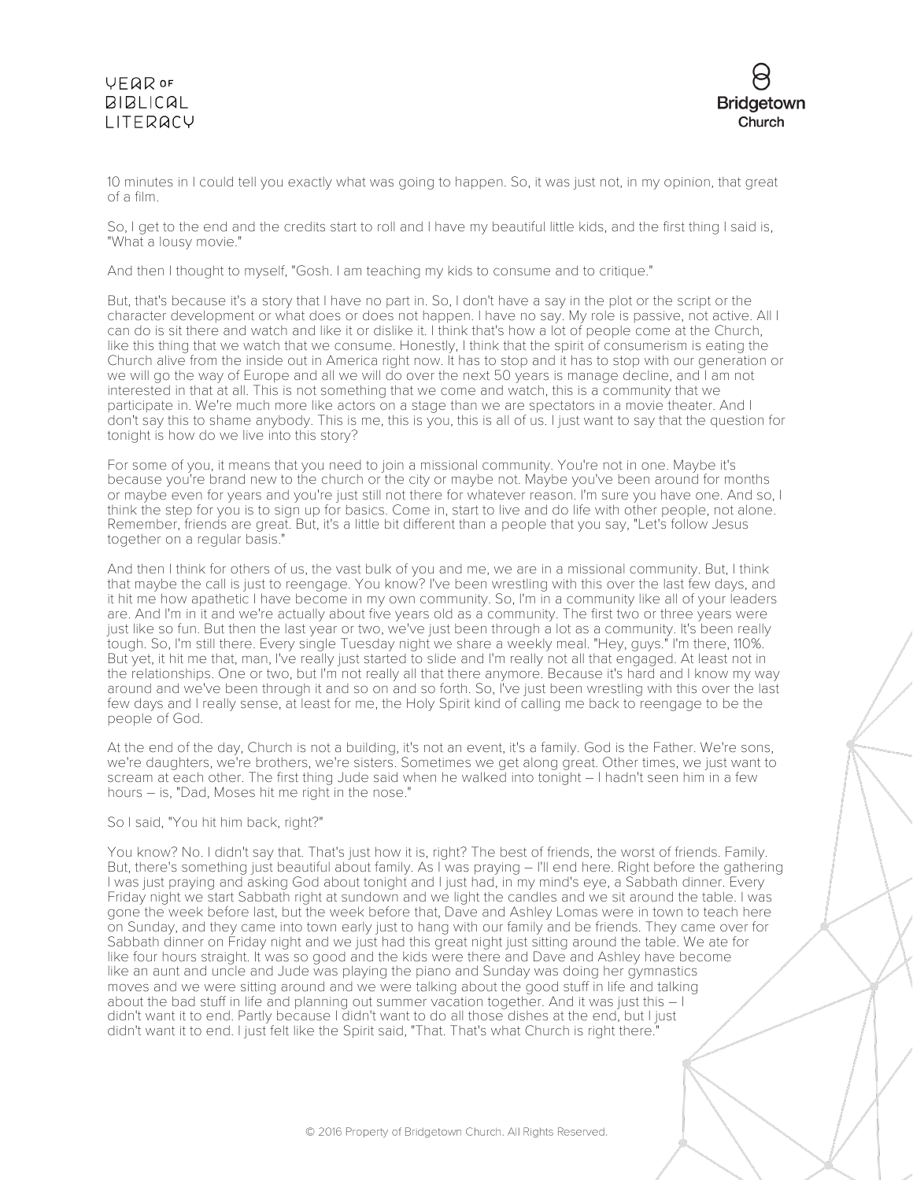10 minutes in I could tell you exactly what was going to happen. So, it was just not, in my opinion, that great of a film.

So, I get to the end and the credits start to roll and I have my beautiful little kids, and the first thing I said is, "What a lousy movie."

And then I thought to myself, "Gosh. I am teaching my kids to consume and to critique."

But, that's because it's a story that I have no part in. So, I don't have a say in the plot or the script or the character development or what does or does not happen. I have no say. My role is passive, not active. All I can do is sit there and watch and like it or dislike it. I think that's how a lot of people come at the Church, like this thing that we watch that we consume. Honestly, I think that the spirit of consumerism is eating the Church alive from the inside out in America right now. It has to stop and it has to stop with our generation or we will go the way of Europe and all we will do over the next 50 years is manage decline, and I am not interested in that at all. This is not something that we come and watch, this is a community that we participate in. We're much more like actors on a stage than we are spectators in a movie theater. And I don't say this to shame anybody. This is me, this is you, this is all of us. I just want to say that the question for tonight is how do we live into this story?

For some of you, it means that you need to join a missional community. You're not in one. Maybe it's because you're brand new to the church or the city or maybe not. Maybe you've been around for months or maybe even for years and you're just still not there for whatever reason. I'm sure you have one. And so, I think the step for you is to sign up for basics. Come in, start to live and do life with other people, not alone. Remember, friends are great. But, it's a little bit different than a people that you say, "Let's follow Jesus together on a regular basis."

And then I think for others of us, the vast bulk of you and me, we are in a missional community. But, I think that maybe the call is just to reengage. You know? I've been wrestling with this over the last few days, and it hit me how apathetic I have become in my own community. So, I'm in a community like all of your leaders are. And I'm in it and we're actually about five years old as a community. The first two or three years were just like so fun. But then the last year or two, we've just been through a lot as a community. It's been really tough. So, I'm still there. Every single Tuesday night we share a weekly meal. "Hey, guys." I'm there, 110%. But yet, it hit me that, man, I've really just started to slide and I'm really not all that engaged. At least not in the relationships. One or two, but I'm not really all that there anymore. Because it's hard and I know my way around and we've been through it and so on and so forth. So, I've just been wrestling with this over the last few days and I really sense, at least for me, the Holy Spirit kind of calling me back to reengage to be the people of God.

At the end of the day, Church is not a building, it's not an event, it's a family. God is the Father. We're sons, we're daughters, we're brothers, we're sisters. Sometimes we get along great. Other times, we just want to scream at each other. The first thing Jude said when he walked into tonight – I hadn't seen him in a few hours – is, "Dad, Moses hit me right in the nose."

So I said, "You hit him back, right?"

You know? No. I didn't say that. That's just how it is, right? The best of friends, the worst of friends. Family. But, there's something just beautiful about family. As I was praying – I'll end here. Right before the gathering I was just praying and asking God about tonight and I just had, in my mind's eye, a Sabbath dinner. Every Friday night we start Sabbath right at sundown and we light the candles and we sit around the table. I was gone the week before last, but the week before that, Dave and Ashley Lomas were in town to teach here on Sunday, and they came into town early just to hang with our family and be friends. They came over for Sabbath dinner on Friday night and we just had this great night just sitting around the table. We ate for like four hours straight. It was so good and the kids were there and Dave and Ashley have become like an aunt and uncle and Jude was playing the piano and Sunday was doing her gymnastics moves and we were sitting around and we were talking about the good stuff in life and talking about the bad stuff in life and planning out summer vacation together. And it was just this – I didn't want it to end. Partly because I didn't want to do all those dishes at the end, but I just didn't want it to end. I just felt like the Spirit said, "That. That's what Church is right there."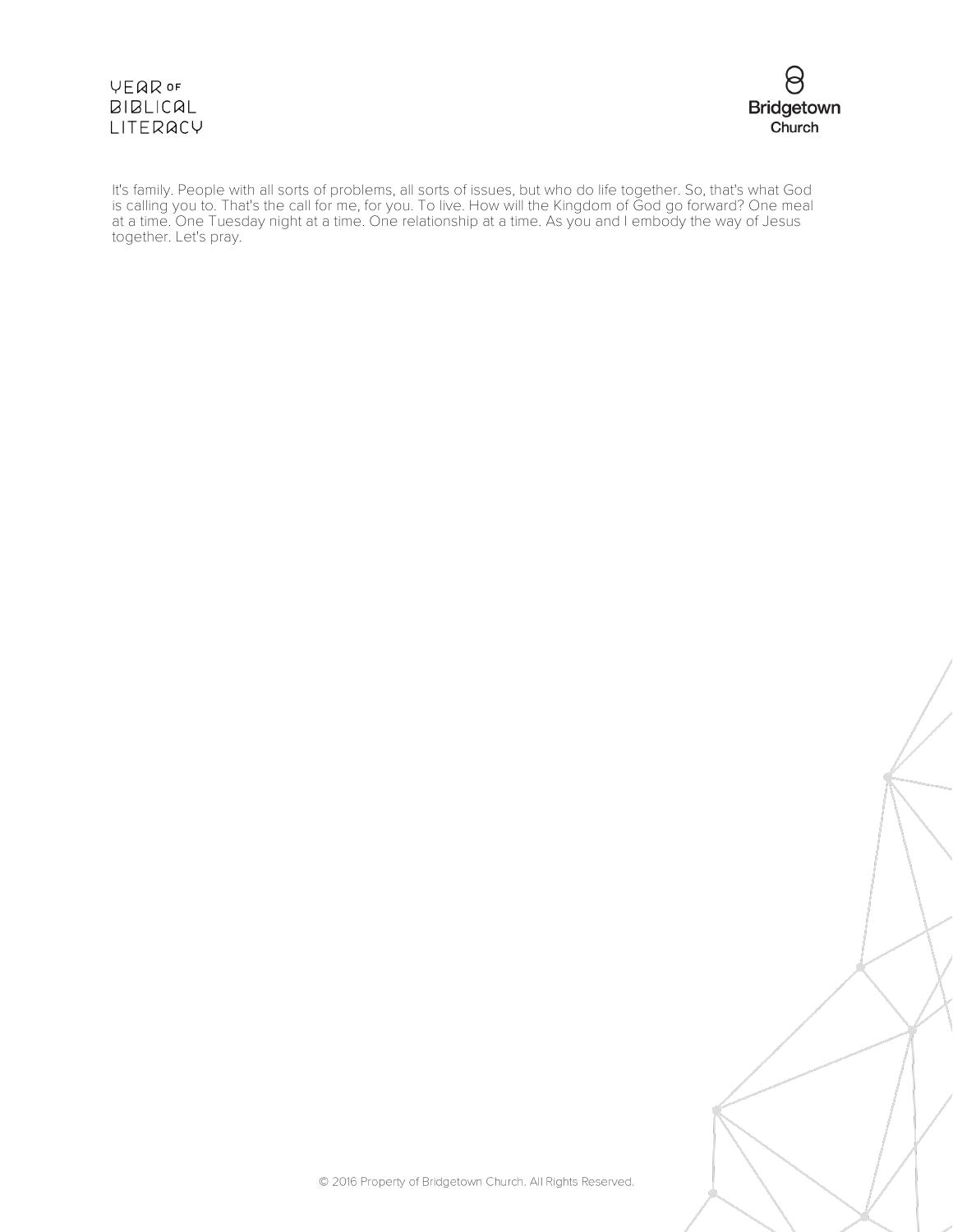It's family. People with all sorts of problems, all sorts of issues, but who do life together. So, that's what God is calling you to. That's the call for me, for you. To live. How will the Kingdom of God go forward? One meal at a time. One Tuesday night at a time. One relationship at a time. As you and I embody the way of Jesus together. Let's pray.